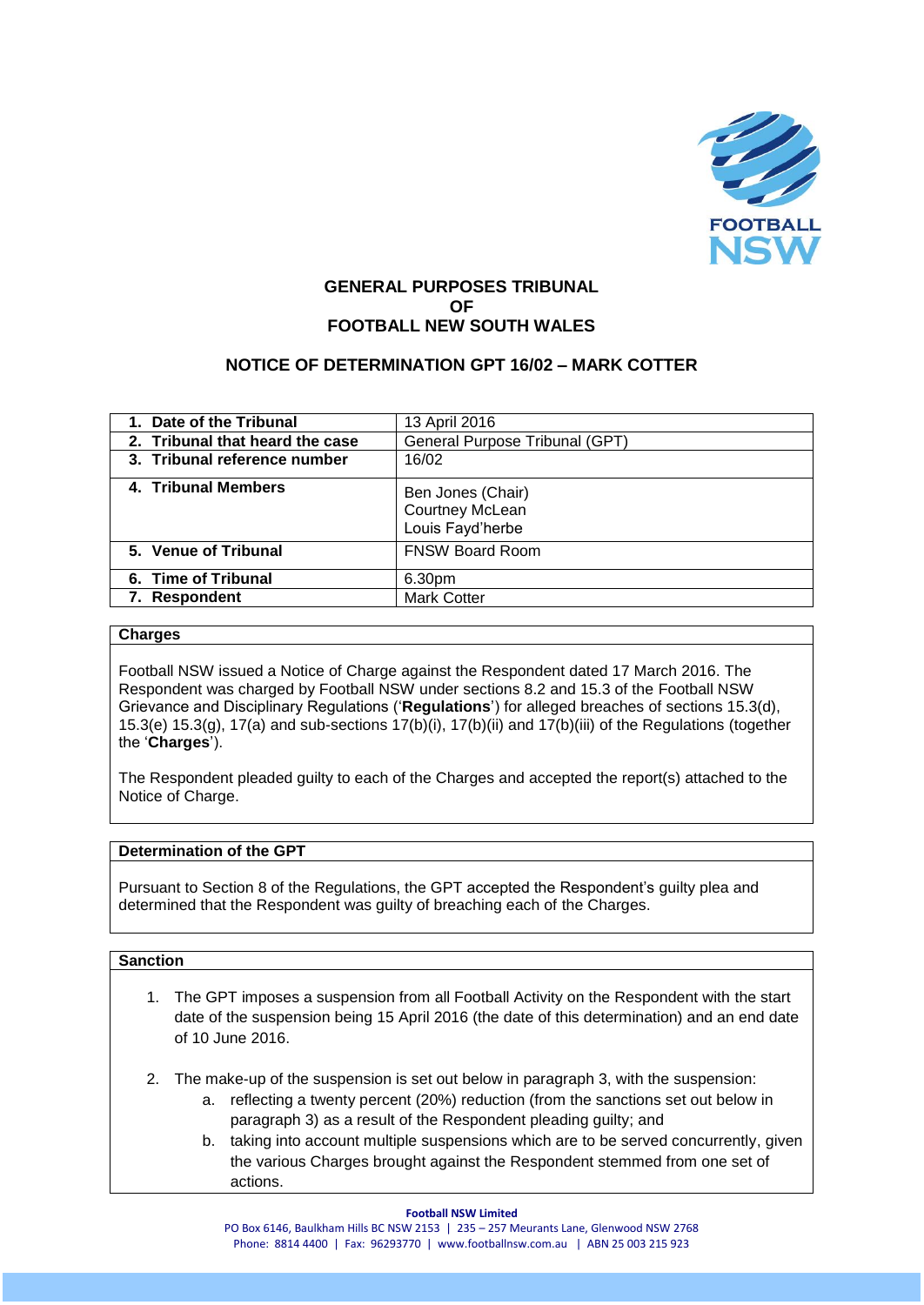# GENERAL PURPOSES TRIBUNAL
# OF
# FOOTBALL NEW SOUTH WALES

## NOTICE OF DETERMINATION GPT 16/02 – MARK COTTER

| | |
|---|---|
| **1. Date of the Tribunal** | 13 April 2016 |
| **2. Tribunal that heard the case** | General Purpose Tribunal (GPT) |
| **3. Tribunal reference number** | 16/02 |
| **4. Tribunal Members** | Ben Jones (Chair)<br>Courtney McLean<br>Louis Fayd'herbe |
| **5. Venue of Tribunal** | FNSW Board Room |
| **6. Time of Tribunal** | 6.30pm |
| **7. Respondent** | Mark Cotter |

### Charges

Football NSW issued a Notice of Charge against the Respondent dated 17 March 2016. The Respondent was charged by Football NSW under sections 8.2 and 15.3 of the Football NSW Grievance and Disciplinary Regulations ('**Regulations**') for alleged breaches of sections 15.3(d), 15.3(e) 15.3(g), 17(a) and sub-sections 17(b)(i), 17(b)(ii) and 17(b)(iii) of the Regulations (together the '**Charges**').

The Respondent pleaded guilty to each of the Charges and accepted the report(s) attached to the Notice of Charge.

### Determination of the GPT

Pursuant to Section 8 of the Regulations, the GPT accepted the Respondent's guilty plea and determined that the Respondent was guilty of breaching each of the Charges.

### Sanction

1. The GPT imposes a suspension from all Football Activity on the Respondent with the start date of the suspension being 15 April 2016 (the date of this determination) and an end date of 10 June 2016.

2. The make-up of the suspension is set out below in paragraph 3, with the suspension:
   a. reflecting a twenty percent (20%) reduction (from the sanctions set out below in paragraph 3) as a result of the Respondent pleading guilty; and
   b. taking into account multiple suspensions which are to be served concurrently, given the various Charges brought against the Respondent stemmed from one set of actions.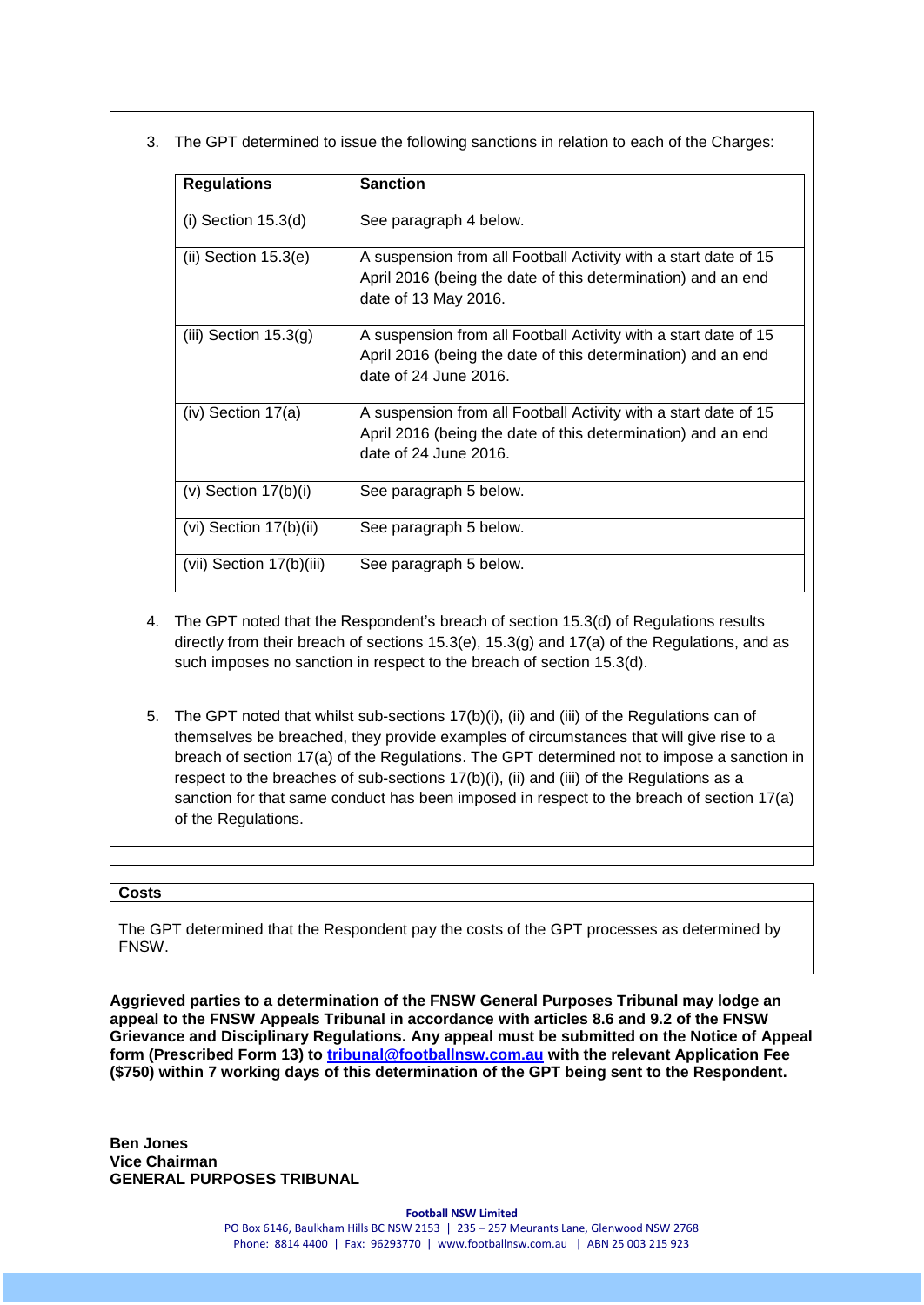3. The GPT determined to issue the following sanctions in relation to each of the Charges:

| Regulations | Sanction |
|---|---|
| (i) Section 15.3(d) | See paragraph 4 below. |
| (ii) Section 15.3(e) | A suspension from all Football Activity with a start date of 15 April 2016 (being the date of this determination) and an end date of 13 May 2016. |
| (iii) Section 15.3(g) | A suspension from all Football Activity with a start date of 15 April 2016 (being the date of this determination) and an end date of 24 June 2016. |
| (iv) Section 17(a) | A suspension from all Football Activity with a start date of 15 April 2016 (being the date of this determination) and an end date of 24 June 2016. |
| (v) Section 17(b)(i) | See paragraph 5 below. |
| (vi) Section 17(b)(ii) | See paragraph 5 below. |
| (vii) Section 17(b)(iii) | See paragraph 5 below. |

4. The GPT noted that the Respondent's breach of section 15.3(d) of Regulations results directly from their breach of sections 15.3(e), 15.3(g) and 17(a) of the Regulations, and as such imposes no sanction in respect to the breach of section 15.3(d).

5. The GPT noted that whilst sub-sections 17(b)(i), (ii) and (iii) of the Regulations can of themselves be breached, they provide examples of circumstances that will give rise to a breach of section 17(a) of the Regulations. The GPT determined not to impose a sanction in respect to the breaches of sub-sections 17(b)(i), (ii) and (iii) of the Regulations as a sanction for that same conduct has been imposed in respect to the breach of section 17(a) of the Regulations.

**Costs**

The GPT determined that the Respondent pay the costs of the GPT processes as determined by FNSW.

**Aggrieved parties to a determination of the FNSW General Purposes Tribunal may lodge an appeal to the FNSW Appeals Tribunal in accordance with articles 8.6 and 9.2 of the FNSW Grievance and Disciplinary Regulations. Any appeal must be submitted on the Notice of Appeal form (Prescribed Form 13) to tribunal@footballnsw.com.au with the relevant Application Fee ($750) within 7 working days of this determination of the GPT being sent to the Respondent.**

**Ben Jones**
**Vice Chairman**
**GENERAL PURPOSES TRIBUNAL**